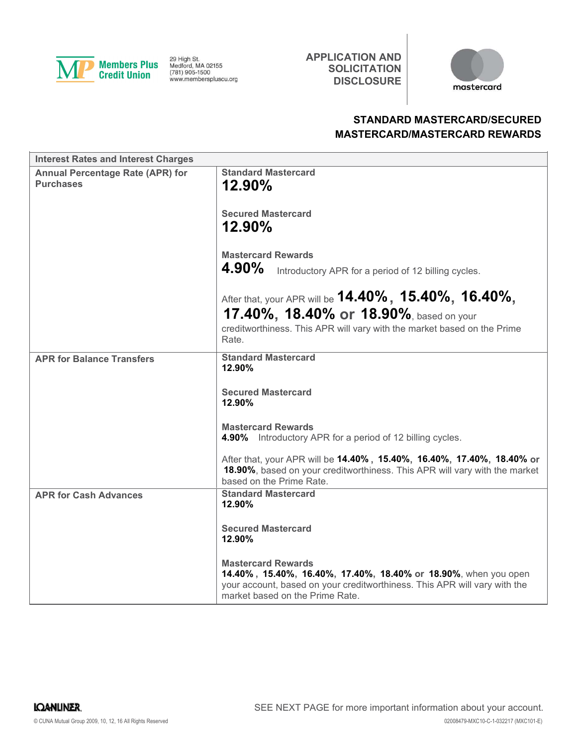Members Plus Credit Union
29 High St.
Medford, MA 02155
(781) 905-1500
www.memberspluscu.org

# APPLICATION AND SOLICITATION DISCLOSURE

mastercard

## STANDARD MASTERCARD/SECURED MASTERCARD/MASTERCARD REWARDS

| Interest Rates and Interest Charges | |
|---|---|
| **Annual Percentage Rate (APR) for Purchases** | **Standard Mastercard**<br>**12.90%**<br><br>**Secured Mastercard**<br>**12.90%**<br><br>**Mastercard Rewards**<br>**4.90%** Introductory APR for a period of 12 billing cycles.<br><br>After that, your APR will be **14.40%, 15.40%, 16.40%, 17.40%, 18.40% or 18.90%**, based on your creditworthiness. This APR will vary with the market based on the Prime Rate. |
| **APR for Balance Transfers** | **Standard Mastercard**<br>**12.90%**<br><br>**Secured Mastercard**<br>**12.90%**<br><br>**Mastercard Rewards**<br>**4.90%** Introductory APR for a period of 12 billing cycles.<br><br>After that, your APR will be **14.40%, 15.40%, 16.40%, 17.40%, 18.40% or 18.90%**, based on your creditworthiness. This APR will vary with the market based on the Prime Rate. |
| **APR for Cash Advances** | **Standard Mastercard**<br>**12.90%**<br><br>**Secured Mastercard**<br>**12.90%**<br><br>**Mastercard Rewards**<br>**14.40%, 15.40%, 16.40%, 17.40%, 18.40% or 18.90%**, when you open your account, based on your creditworthiness. This APR will vary with the market based on the Prime Rate. |

SEE NEXT PAGE for more important information about your account.

LOANLINER

© CUNA Mutual Group 2009, 10, 12, 16 All Rights Reserved

02008479-MXC10-C-1-032217 (MXC101-E)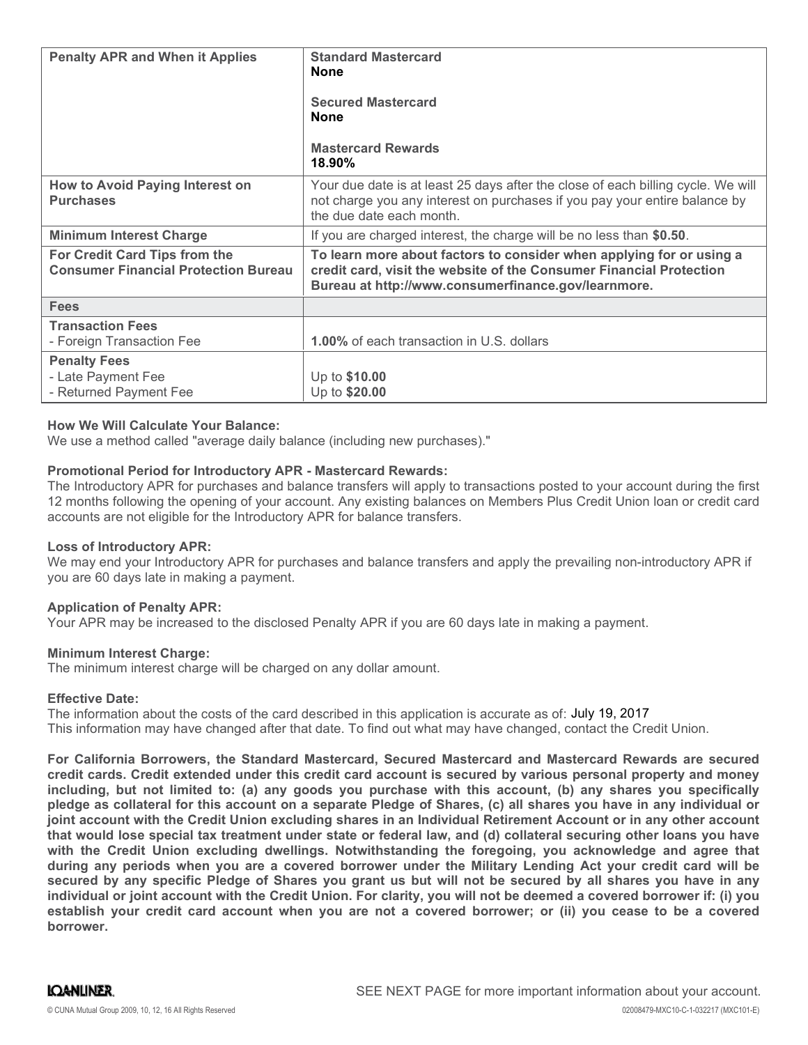| | |
|---|---|
| **Penalty APR and When it Applies** | **Standard Mastercard**<br>**None**<br><br>**Secured Mastercard**<br>**None**<br><br>**Mastercard Rewards**<br>**18.90%** |
| **How to Avoid Paying Interest on Purchases** | Your due date is at least 25 days after the close of each billing cycle. We will not charge you any interest on purchases if you pay your entire balance by the due date each month. |
| **Minimum Interest Charge** | If you are charged interest, the charge will be no less than **$0.50**. |
| **For Credit Card Tips from the Consumer Financial Protection Bureau** | **To learn more about factors to consider when applying for or using a credit card, visit the website of the Consumer Financial Protection Bureau at http://www.consumerfinance.gov/learnmore.** |
| **Fees** | |
| **Transaction Fees**<br>- Foreign Transaction Fee | <br>**1.00%** of each transaction in U.S. dollars |
| **Penalty Fees**<br>- Late Payment Fee<br>- Returned Payment Fee | <br>Up to **$10.00**<br>Up to **$20.00** |

**How We Will Calculate Your Balance:**
We use a method called "average daily balance (including new purchases)."

**Promotional Period for Introductory APR - Mastercard Rewards:**
The Introductory APR for purchases and balance transfers will apply to transactions posted to your account during the first 12 months following the opening of your account. Any existing balances on Members Plus Credit Union loan or credit card accounts are not eligible for the Introductory APR for balance transfers.

**Loss of Introductory APR:**
We may end your Introductory APR for purchases and balance transfers and apply the prevailing non-introductory APR if you are 60 days late in making a payment.

**Application of Penalty APR:**
Your APR may be increased to the disclosed Penalty APR if you are 60 days late in making a payment.

**Minimum Interest Charge:**
The minimum interest charge will be charged on any dollar amount.

**Effective Date:**
The information about the costs of the card described in this application is accurate as of: July 19, 2017
This information may have changed after that date. To find out what may have changed, contact the Credit Union.

**For California Borrowers, the Standard Mastercard, Secured Mastercard and Mastercard Rewards are secured credit cards. Credit extended under this credit card account is secured by various personal property and money including, but not limited to: (a) any goods you purchase with this account, (b) any shares you specifically pledge as collateral for this account on a separate Pledge of Shares, (c) all shares you have in any individual or joint account with the Credit Union excluding shares in an Individual Retirement Account or in any other account that would lose special tax treatment under state or federal law, and (d) collateral securing other loans you have with the Credit Union excluding dwellings. Notwithstanding the foregoing, you acknowledge and agree that during any periods when you are a covered borrower under the Military Lending Act your credit card will be secured by any specific Pledge of Shares you grant us but will not be secured by all shares you have in any individual or joint account with the Credit Union. For clarity, you will not be deemed a covered borrower if: (i) you establish your credit card account when you are not a covered borrower; or (ii) you cease to be a covered borrower.**

SEE NEXT PAGE for more important information about your account.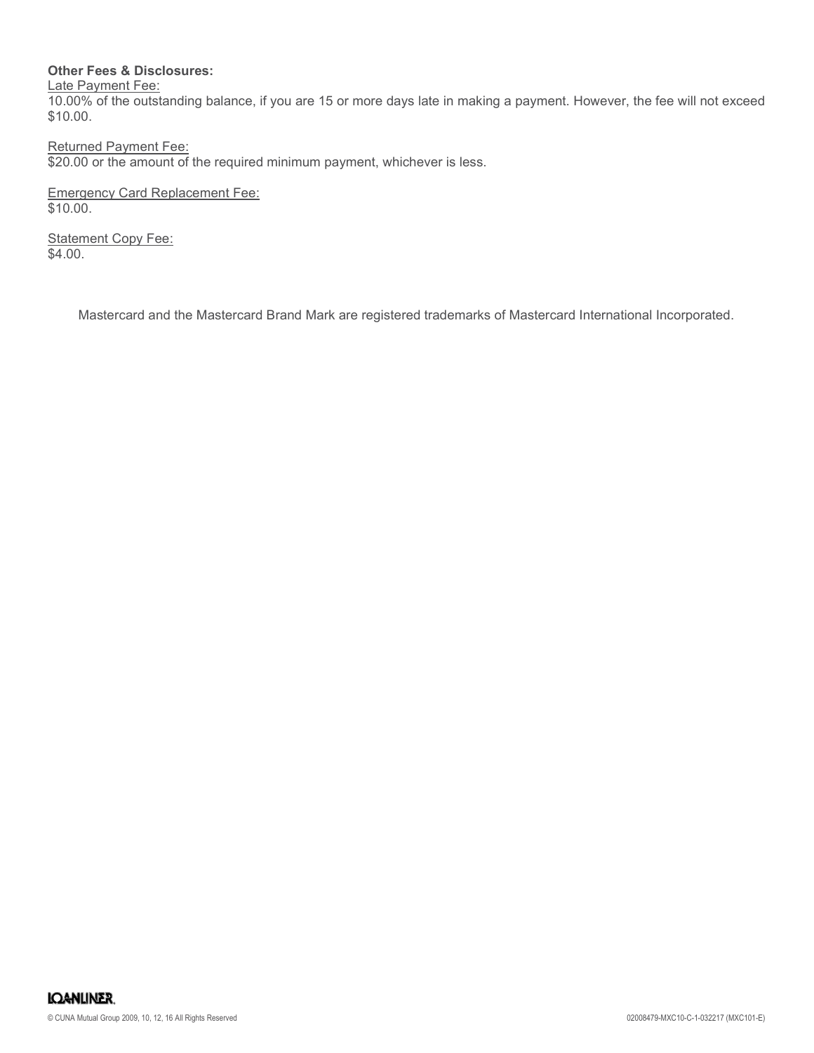**Other Fees & Disclosures:**

Late Payment Fee:
10.00% of the outstanding balance, if you are 15 or more days late in making a payment. However, the fee will not exceed $10.00.

Returned Payment Fee:
$20.00 or the amount of the required minimum payment, whichever is less.

Emergency Card Replacement Fee:
$10.00.

Statement Copy Fee:
$4.00.

Mastercard and the Mastercard Brand Mark are registered trademarks of Mastercard International Incorporated.

LOANLINER.

© CUNA Mutual Group 2009, 10, 12, 16 All Rights Reserved

02008479-MXC10-C-1-032217 (MXC101-E)